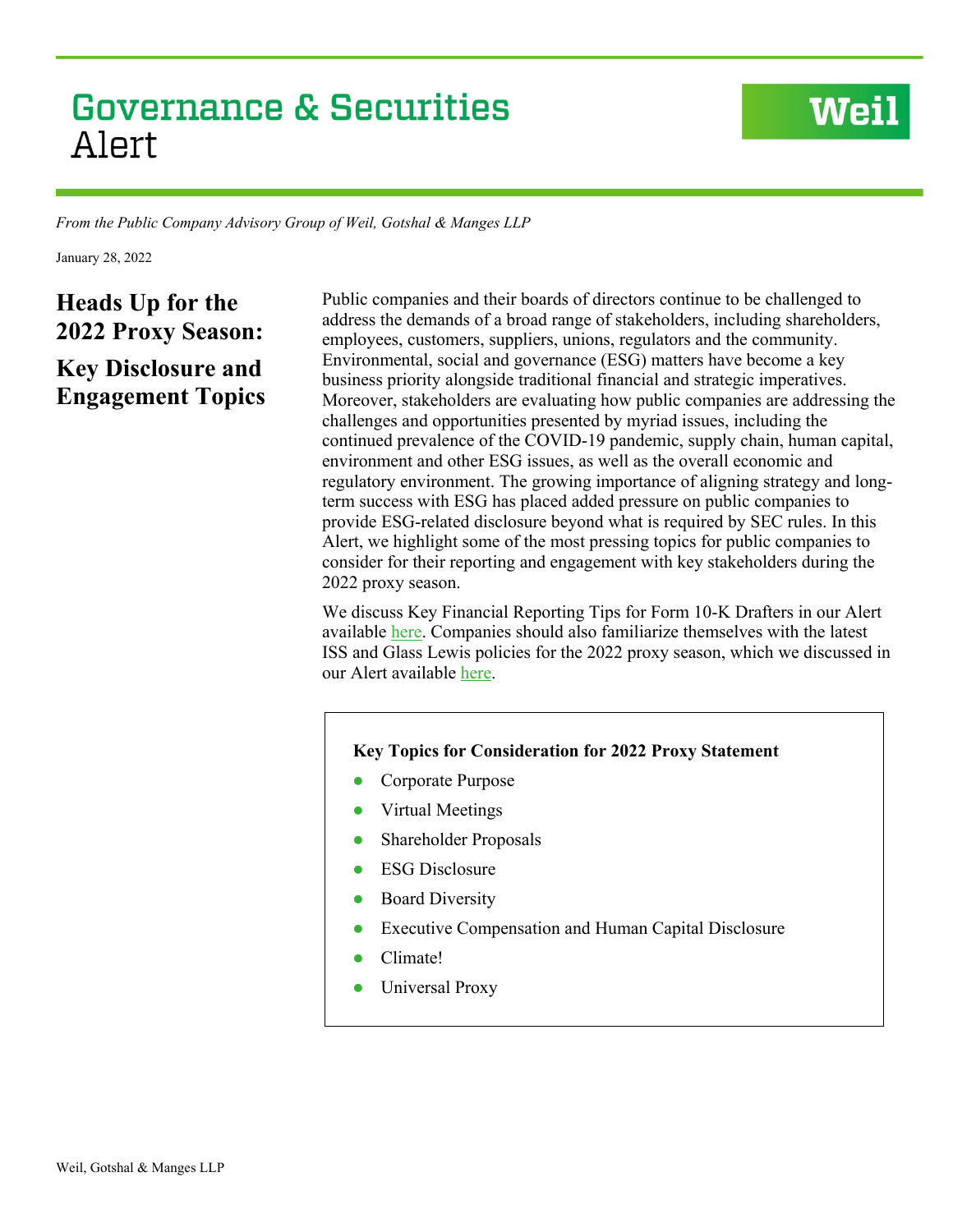# Governance & Securities Alert

*From the Public Company Advisory Group of Weil, Gotshal & Manges LLP*

January 28, 2022

## Heads Up for the 2022 Proxy Season: Key Disclosure and Engagement Topics

Public companies and their boards of directors continue to be challenged to address the demands of a broad range of stakeholders, including shareholders, employees, customers, suppliers, unions, regulators and the community. Environmental, social and governance (ESG) matters have become a key business priority alongside traditional financial and strategic imperatives. Moreover, stakeholders are evaluating how public companies are addressing the challenges and opportunities presented by myriad issues, including the continued prevalence of the COVID-19 pandemic, supply chain, human capital, environment and other ESG issues, as well as the overall economic and regulatory environment. The growing importance of aligning strategy and long-term success with ESG has placed added pressure on public companies to provide ESG-related disclosure beyond what is required by SEC rules. In this Alert, we highlight some of the most pressing topics for public companies to consider for their reporting and engagement with key stakeholders during the 2022 proxy season.

We discuss Key Financial Reporting Tips for Form 10-K Drafters in our Alert available here. Companies should also familiarize themselves with the latest ISS and Glass Lewis policies for the 2022 proxy season, which we discussed in our Alert available here.

**Key Topics for Consideration for 2022 Proxy Statement**

- Corporate Purpose
- Virtual Meetings
- Shareholder Proposals
- ESG Disclosure
- Board Diversity
- Executive Compensation and Human Capital Disclosure
- Climate!
- Universal Proxy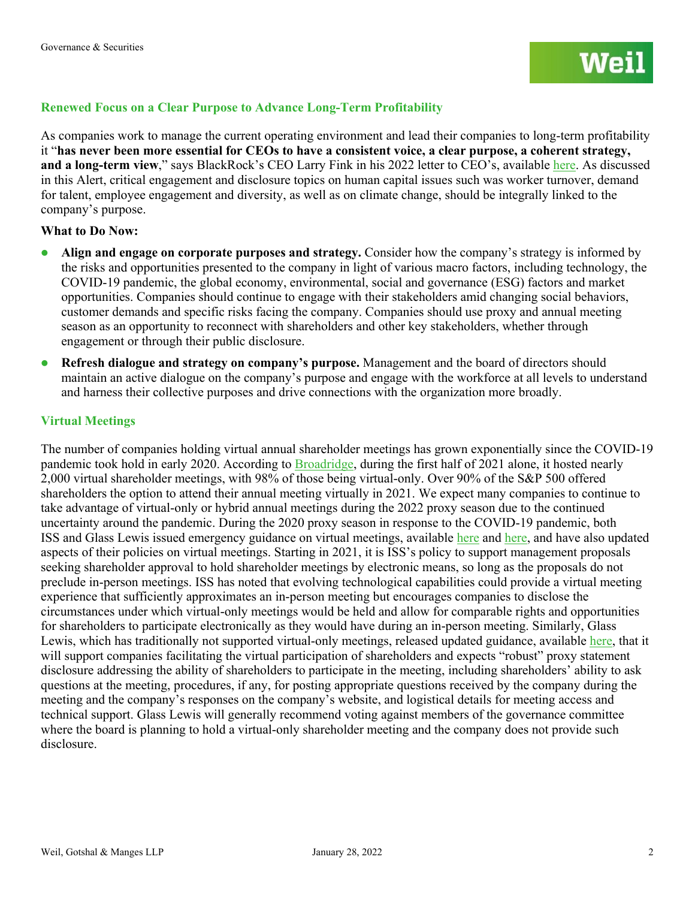## Renewed Focus on a Clear Purpose to Advance Long-Term Profitability

As companies work to manage the current operating environment and lead their companies to long-term profitability it "**has never been more essential for CEOs to have a consistent voice, a clear purpose, a coherent strategy, and a long-term view**," says BlackRock's CEO Larry Fink in his 2022 letter to CEO's, available here. As discussed in this Alert, critical engagement and disclosure topics on human capital issues such was worker turnover, demand for talent, employee engagement and diversity, as well as on climate change, should be integrally linked to the company's purpose.

**What to Do Now:**

- **Align and engage on corporate purposes and strategy.** Consider how the company's strategy is informed by the risks and opportunities presented to the company in light of various macro factors, including technology, the COVID-19 pandemic, the global economy, environmental, social and governance (ESG) factors and market opportunities. Companies should continue to engage with their stakeholders amid changing social behaviors, customer demands and specific risks facing the company. Companies should use proxy and annual meeting season as an opportunity to reconnect with shareholders and other key stakeholders, whether through engagement or through their public disclosure.
- **Refresh dialogue and strategy on company's purpose.** Management and the board of directors should maintain an active dialogue on the company's purpose and engage with the workforce at all levels to understand and harness their collective purposes and drive connections with the organization more broadly.

## Virtual Meetings

The number of companies holding virtual annual shareholder meetings has grown exponentially since the COVID-19 pandemic took hold in early 2020. According to Broadridge, during the first half of 2021 alone, it hosted nearly 2,000 virtual shareholder meetings, with 98% of those being virtual-only. Over 90% of the S&P 500 offered shareholders the option to attend their annual meeting virtually in 2021. We expect many companies to continue to take advantage of virtual-only or hybrid annual meetings during the 2022 proxy season due to the continued uncertainty around the pandemic. During the 2020 proxy season in response to the COVID-19 pandemic, both ISS and Glass Lewis issued emergency guidance on virtual meetings, available here and here, and have also updated aspects of their policies on virtual meetings. Starting in 2021, it is ISS's policy to support management proposals seeking shareholder approval to hold shareholder meetings by electronic means, so long as the proposals do not preclude in-person meetings. ISS has noted that evolving technological capabilities could provide a virtual meeting experience that sufficiently approximates an in-person meeting but encourages companies to disclose the circumstances under which virtual-only meetings would be held and allow for comparable rights and opportunities for shareholders to participate electronically as they would have during an in-person meeting. Similarly, Glass Lewis, which has traditionally not supported virtual-only meetings, released updated guidance, available here, that it will support companies facilitating the virtual participation of shareholders and expects "robust" proxy statement disclosure addressing the ability of shareholders to participate in the meeting, including shareholders' ability to ask questions at the meeting, procedures, if any, for posting appropriate questions received by the company during the meeting and the company's responses on the company's website, and logistical details for meeting access and technical support. Glass Lewis will generally recommend voting against members of the governance committee where the board is planning to hold a virtual-only shareholder meeting and the company does not provide such disclosure.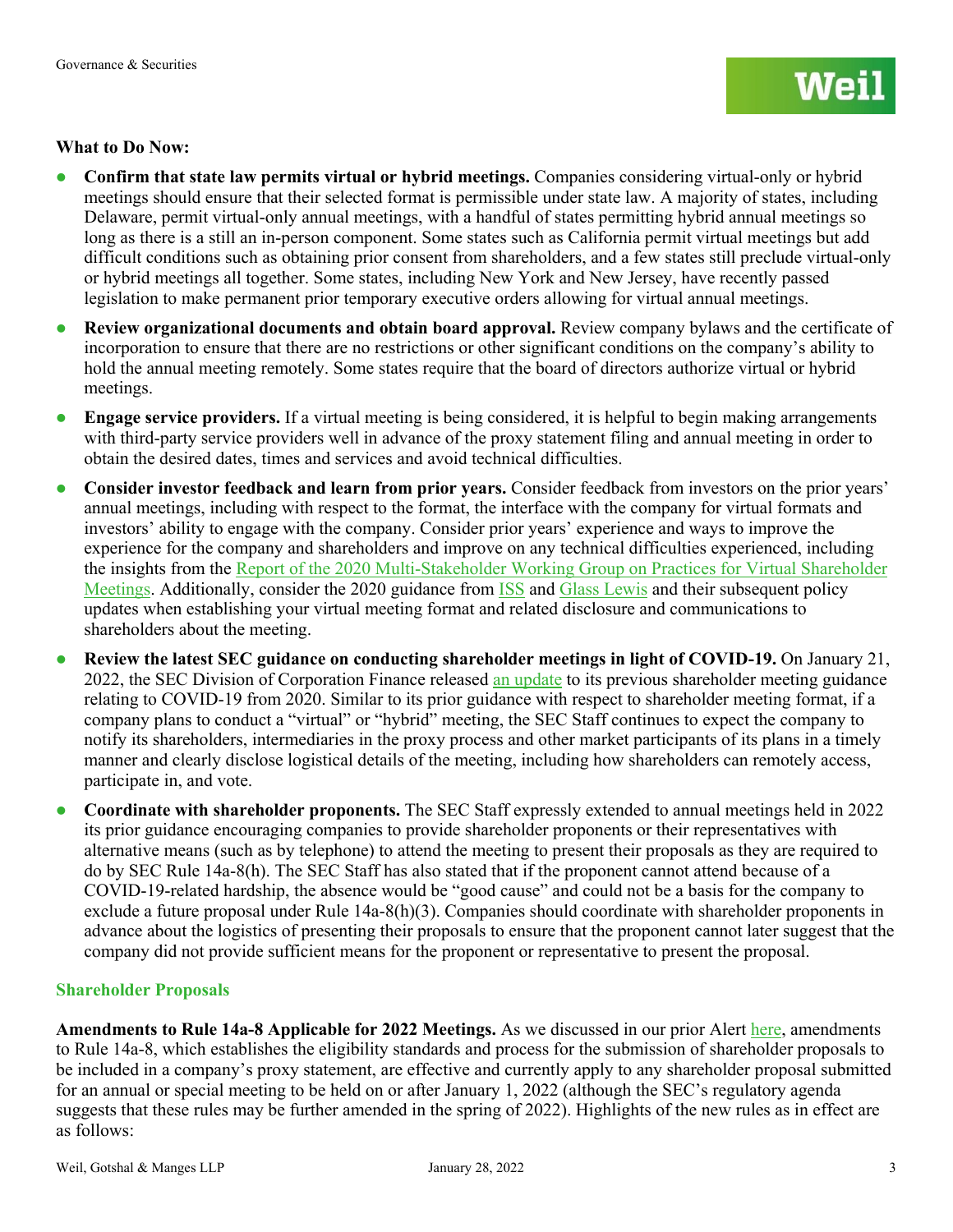**What to Do Now:**

- **Confirm that state law permits virtual or hybrid meetings.** Companies considering virtual-only or hybrid meetings should ensure that their selected format is permissible under state law. A majority of states, including Delaware, permit virtual-only annual meetings, with a handful of states permitting hybrid annual meetings so long as there is a still an in-person component. Some states such as California permit virtual meetings but add difficult conditions such as obtaining prior consent from shareholders, and a few states still preclude virtual-only or hybrid meetings all together. Some states, including New York and New Jersey, have recently passed legislation to make permanent prior temporary executive orders allowing for virtual annual meetings.
- **Review organizational documents and obtain board approval.** Review company bylaws and the certificate of incorporation to ensure that there are no restrictions or other significant conditions on the company's ability to hold the annual meeting remotely. Some states require that the board of directors authorize virtual or hybrid meetings.
- **Engage service providers.** If a virtual meeting is being considered, it is helpful to begin making arrangements with third-party service providers well in advance of the proxy statement filing and annual meeting in order to obtain the desired dates, times and services and avoid technical difficulties.
- **Consider investor feedback and learn from prior years.** Consider feedback from investors on the prior years' annual meetings, including with respect to the format, the interface with the company for virtual formats and investors' ability to engage with the company. Consider prior years' experience and ways to improve the experience for the company and shareholders and improve on any technical difficulties experienced, including the insights from the Report of the 2020 Multi-Stakeholder Working Group on Practices for Virtual Shareholder Meetings. Additionally, consider the 2020 guidance from ISS and Glass Lewis and their subsequent policy updates when establishing your virtual meeting format and related disclosure and communications to shareholders about the meeting.
- **Review the latest SEC guidance on conducting shareholder meetings in light of COVID-19.** On January 21, 2022, the SEC Division of Corporation Finance released an update to its previous shareholder meeting guidance relating to COVID-19 from 2020. Similar to its prior guidance with respect to shareholder meeting format, if a company plans to conduct a "virtual" or "hybrid" meeting, the SEC Staff continues to expect the company to notify its shareholders, intermediaries in the proxy process and other market participants of its plans in a timely manner and clearly disclose logistical details of the meeting, including how shareholders can remotely access, participate in, and vote.
- **Coordinate with shareholder proponents.** The SEC Staff expressly extended to annual meetings held in 2022 its prior guidance encouraging companies to provide shareholder proponents or their representatives with alternative means (such as by telephone) to attend the meeting to present their proposals as they are required to do by SEC Rule 14a-8(h). The SEC Staff has also stated that if the proponent cannot attend because of a COVID-19-related hardship, the absence would be "good cause" and could not be a basis for the company to exclude a future proposal under Rule 14a-8(h)(3). Companies should coordinate with shareholder proponents in advance about the logistics of presenting their proposals to ensure that the proponent cannot later suggest that the company did not provide sufficient means for the proponent or representative to present the proposal.

## Shareholder Proposals

**Amendments to Rule 14a-8 Applicable for 2022 Meetings.** As we discussed in our prior Alert here, amendments to Rule 14a-8, which establishes the eligibility standards and process for the submission of shareholder proposals to be included in a company's proxy statement, are effective and currently apply to any shareholder proposal submitted for an annual or special meeting to be held on or after January 1, 2022 (although the SEC's regulatory agenda suggests that these rules may be further amended in the spring of 2022). Highlights of the new rules as in effect are as follows: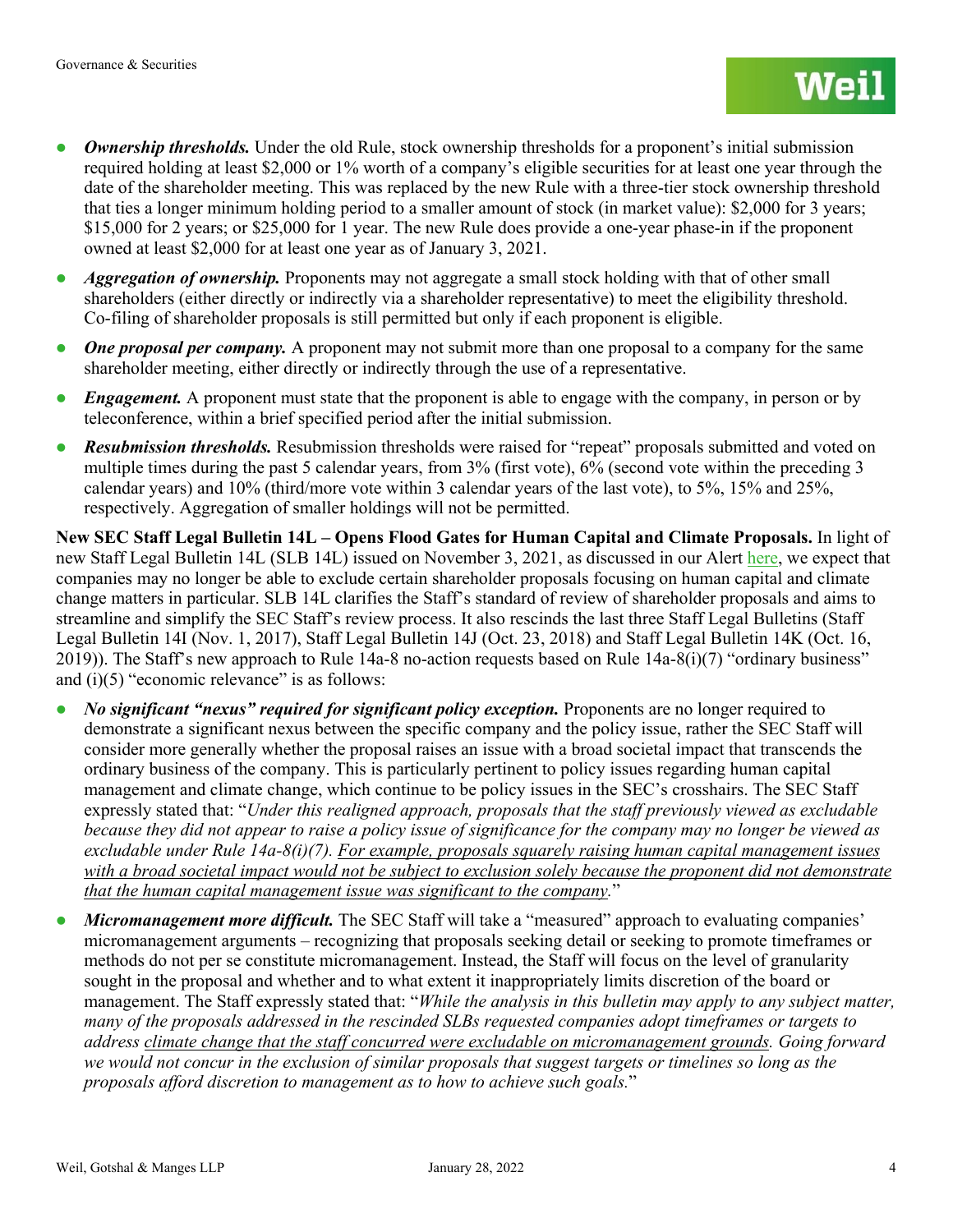- ***Ownership thresholds.*** Under the old Rule, stock ownership thresholds for a proponent's initial submission required holding at least $2,000 or 1% worth of a company's eligible securities for at least one year through the date of the shareholder meeting. This was replaced by the new Rule with a three-tier stock ownership threshold that ties a longer minimum holding period to a smaller amount of stock (in market value): $2,000 for 3 years; $15,000 for 2 years; or $25,000 for 1 year. The new Rule does provide a one-year phase-in if the proponent owned at least $2,000 for at least one year as of January 3, 2021.
- ***Aggregation of ownership.*** Proponents may not aggregate a small stock holding with that of other small shareholders (either directly or indirectly via a shareholder representative) to meet the eligibility threshold. Co-filing of shareholder proposals is still permitted but only if each proponent is eligible.
- ***One proposal per company.*** A proponent may not submit more than one proposal to a company for the same shareholder meeting, either directly or indirectly through the use of a representative.
- ***Engagement.*** A proponent must state that the proponent is able to engage with the company, in person or by teleconference, within a brief specified period after the initial submission.
- ***Resubmission thresholds.*** Resubmission thresholds were raised for "repeat" proposals submitted and voted on multiple times during the past 5 calendar years, from 3% (first vote), 6% (second vote within the preceding 3 calendar years) and 10% (third/more vote within 3 calendar years of the last vote), to 5%, 15% and 25%, respectively. Aggregation of smaller holdings will not be permitted.

**New SEC Staff Legal Bulletin 14L – Opens Flood Gates for Human Capital and Climate Proposals.** In light of new Staff Legal Bulletin 14L (SLB 14L) issued on November 3, 2021, as discussed in our Alert here, we expect that companies may no longer be able to exclude certain shareholder proposals focusing on human capital and climate change matters in particular. SLB 14L clarifies the Staff's standard of review of shareholder proposals and aims to streamline and simplify the SEC Staff's review process. It also rescinds the last three Staff Legal Bulletins (Staff Legal Bulletin 14I (Nov. 1, 2017), Staff Legal Bulletin 14J (Oct. 23, 2018) and Staff Legal Bulletin 14K (Oct. 16, 2019)). The Staff's new approach to Rule 14a-8 no-action requests based on Rule 14a-8(i)(7) "ordinary business" and (i)(5) "economic relevance" is as follows:

- ***No significant "nexus" required for significant policy exception.*** Proponents are no longer required to demonstrate a significant nexus between the specific company and the policy issue, rather the SEC Staff will consider more generally whether the proposal raises an issue with a broad societal impact that transcends the ordinary business of the company. This is particularly pertinent to policy issues regarding human capital management and climate change, which continue to be policy issues in the SEC's crosshairs. The SEC Staff expressly stated that: "*Under this realigned approach, proposals that the staff previously viewed as excludable because they did not appear to raise a policy issue of significance for the company may no longer be viewed as excludable under Rule 14a-8(i)(7). <u>For example, proposals squarely raising human capital management issues with a broad societal impact would not be subject to exclusion solely because the proponent did not demonstrate that the human capital management issue was significant to the company</u>.*"
- ***Micromanagement more difficult.*** The SEC Staff will take a "measured" approach to evaluating companies' micromanagement arguments – recognizing that proposals seeking detail or seeking to promote timeframes or methods do not per se constitute micromanagement. Instead, the Staff will focus on the level of granularity sought in the proposal and whether and to what extent it inappropriately limits discretion of the board or management. The Staff expressly stated that: "*While the analysis in this bulletin may apply to any subject matter, many of the proposals addressed in the rescinded SLBs requested companies adopt timeframes or targets to address <u>climate change that the staff concurred were excludable on micromanagement grounds</u>. Going forward we would not concur in the exclusion of similar proposals that suggest targets or timelines so long as the proposals afford discretion to management as to how to achieve such goals.*"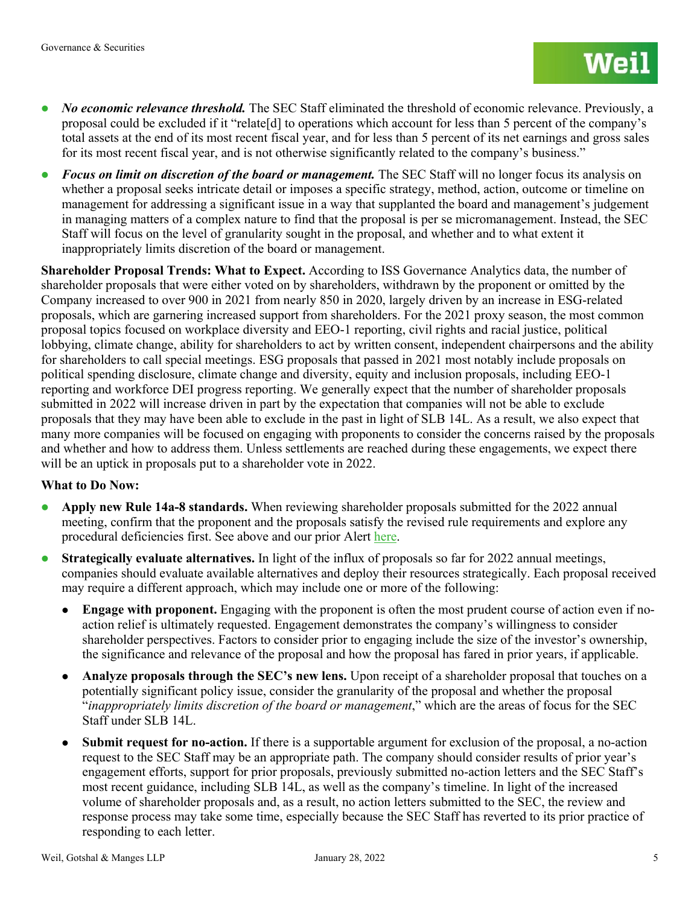- ***No economic relevance threshold.*** The SEC Staff eliminated the threshold of economic relevance. Previously, a proposal could be excluded if it "relate[d] to operations which account for less than 5 percent of the company's total assets at the end of its most recent fiscal year, and for less than 5 percent of its net earnings and gross sales for its most recent fiscal year, and is not otherwise significantly related to the company's business."
- ***Focus on limit on discretion of the board or management.*** The SEC Staff will no longer focus its analysis on whether a proposal seeks intricate detail or imposes a specific strategy, method, action, outcome or timeline on management for addressing a significant issue in a way that supplanted the board and management's judgement in managing matters of a complex nature to find that the proposal is per se micromanagement. Instead, the SEC Staff will focus on the level of granularity sought in the proposal, and whether and to what extent it inappropriately limits discretion of the board or management.

**Shareholder Proposal Trends: What to Expect.** According to ISS Governance Analytics data, the number of shareholder proposals that were either voted on by shareholders, withdrawn by the proponent or omitted by the Company increased to over 900 in 2021 from nearly 850 in 2020, largely driven by an increase in ESG-related proposals, which are garnering increased support from shareholders. For the 2021 proxy season, the most common proposal topics focused on workplace diversity and EEO-1 reporting, civil rights and racial justice, political lobbying, climate change, ability for shareholders to act by written consent, independent chairpersons and the ability for shareholders to call special meetings. ESG proposals that passed in 2021 most notably include proposals on political spending disclosure, climate change and diversity, equity and inclusion proposals, including EEO-1 reporting and workforce DEI progress reporting. We generally expect that the number of shareholder proposals submitted in 2022 will increase driven in part by the expectation that companies will not be able to exclude proposals that they may have been able to exclude in the past in light of SLB 14L. As a result, we also expect that many more companies will be focused on engaging with proponents to consider the concerns raised by the proposals and whether and how to address them. Unless settlements are reached during these engagements, we expect there will be an uptick in proposals put to a shareholder vote in 2022.

**What to Do Now:**

- **Apply new Rule 14a-8 standards.** When reviewing shareholder proposals submitted for the 2022 annual meeting, confirm that the proponent and the proposals satisfy the revised rule requirements and explore any procedural deficiencies first. See above and our prior Alert here.
- **Strategically evaluate alternatives.** In light of the influx of proposals so far for 2022 annual meetings, companies should evaluate available alternatives and deploy their resources strategically. Each proposal received may require a different approach, which may include one or more of the following:
  - **Engage with proponent.** Engaging with the proponent is often the most prudent course of action even if no-action relief is ultimately requested. Engagement demonstrates the company's willingness to consider shareholder perspectives. Factors to consider prior to engaging include the size of the investor's ownership, the significance and relevance of the proposal and how the proposal has fared in prior years, if applicable.
  - **Analyze proposals through the SEC's new lens.** Upon receipt of a shareholder proposal that touches on a potentially significant policy issue, consider the granularity of the proposal and whether the proposal "*inappropriately limits discretion of the board or management*," which are the areas of focus for the SEC Staff under SLB 14L.
  - **Submit request for no-action.** If there is a supportable argument for exclusion of the proposal, a no-action request to the SEC Staff may be an appropriate path. The company should consider results of prior year's engagement efforts, support for prior proposals, previously submitted no-action letters and the SEC Staff's most recent guidance, including SLB 14L, as well as the company's timeline. In light of the increased volume of shareholder proposals and, as a result, no action letters submitted to the SEC, the review and response process may take some time, especially because the SEC Staff has reverted to its prior practice of responding to each letter.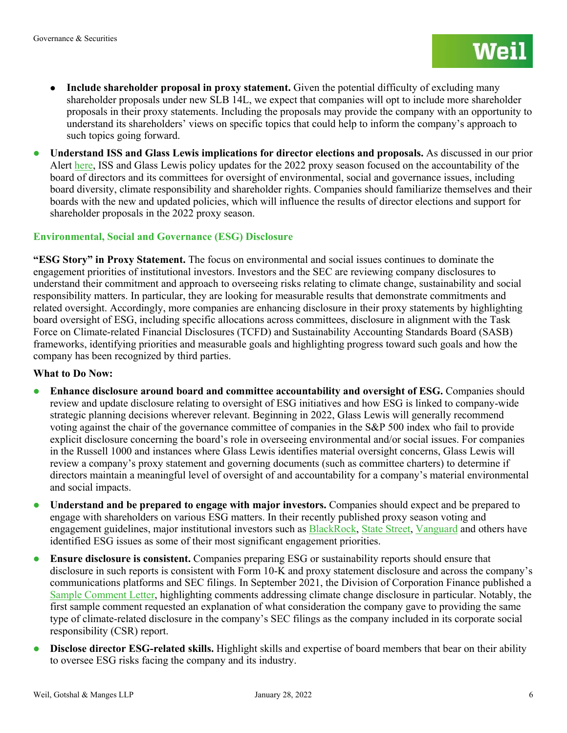- **Include shareholder proposal in proxy statement.** Given the potential difficulty of excluding many shareholder proposals under new SLB 14L, we expect that companies will opt to include more shareholder proposals in their proxy statements. Including the proposals may provide the company with an opportunity to understand its shareholders' views on specific topics that could help to inform the company's approach to such topics going forward.

- **Understand ISS and Glass Lewis implications for director elections and proposals.** As discussed in our prior Alert here, ISS and Glass Lewis policy updates for the 2022 proxy season focused on the accountability of the board of directors and its committees for oversight of environmental, social and governance issues, including board diversity, climate responsibility and shareholder rights. Companies should familiarize themselves and their boards with the new and updated policies, which will influence the results of director elections and support for shareholder proposals in the 2022 proxy season.

### Environmental, Social and Governance (ESG) Disclosure

**"ESG Story" in Proxy Statement.** The focus on environmental and social issues continues to dominate the engagement priorities of institutional investors. Investors and the SEC are reviewing company disclosures to understand their commitment and approach to overseeing risks relating to climate change, sustainability and social responsibility matters. In particular, they are looking for measurable results that demonstrate commitments and related oversight. Accordingly, more companies are enhancing disclosure in their proxy statements by highlighting board oversight of ESG, including specific allocations across committees, disclosure in alignment with the Task Force on Climate-related Financial Disclosures (TCFD) and Sustainability Accounting Standards Board (SASB) frameworks, identifying priorities and measurable goals and highlighting progress toward such goals and how the company has been recognized by third parties.

**What to Do Now:**

- **Enhance disclosure around board and committee accountability and oversight of ESG.** Companies should review and update disclosure relating to oversight of ESG initiatives and how ESG is linked to company-wide strategic planning decisions wherever relevant. Beginning in 2022, Glass Lewis will generally recommend voting against the chair of the governance committee of companies in the S&P 500 index who fail to provide explicit disclosure concerning the board's role in overseeing environmental and/or social issues. For companies in the Russell 1000 and instances where Glass Lewis identifies material oversight concerns, Glass Lewis will review a company's proxy statement and governing documents (such as committee charters) to determine if directors maintain a meaningful level of oversight of and accountability for a company's material environmental and social impacts.

- **Understand and be prepared to engage with major investors.** Companies should expect and be prepared to engage with shareholders on various ESG matters. In their recently published proxy season voting and engagement guidelines, major institutional investors such as BlackRock, State Street, Vanguard and others have identified ESG issues as some of their most significant engagement priorities.

- **Ensure disclosure is consistent.** Companies preparing ESG or sustainability reports should ensure that disclosure in such reports is consistent with Form 10-K and proxy statement disclosure and across the company's communications platforms and SEC filings. In September 2021, the Division of Corporation Finance published a Sample Comment Letter, highlighting comments addressing climate change disclosure in particular. Notably, the first sample comment requested an explanation of what consideration the company gave to providing the same type of climate-related disclosure in the company's SEC filings as the company included in its corporate social responsibility (CSR) report.

- **Disclose director ESG-related skills.** Highlight skills and expertise of board members that bear on their ability to oversee ESG risks facing the company and its industry.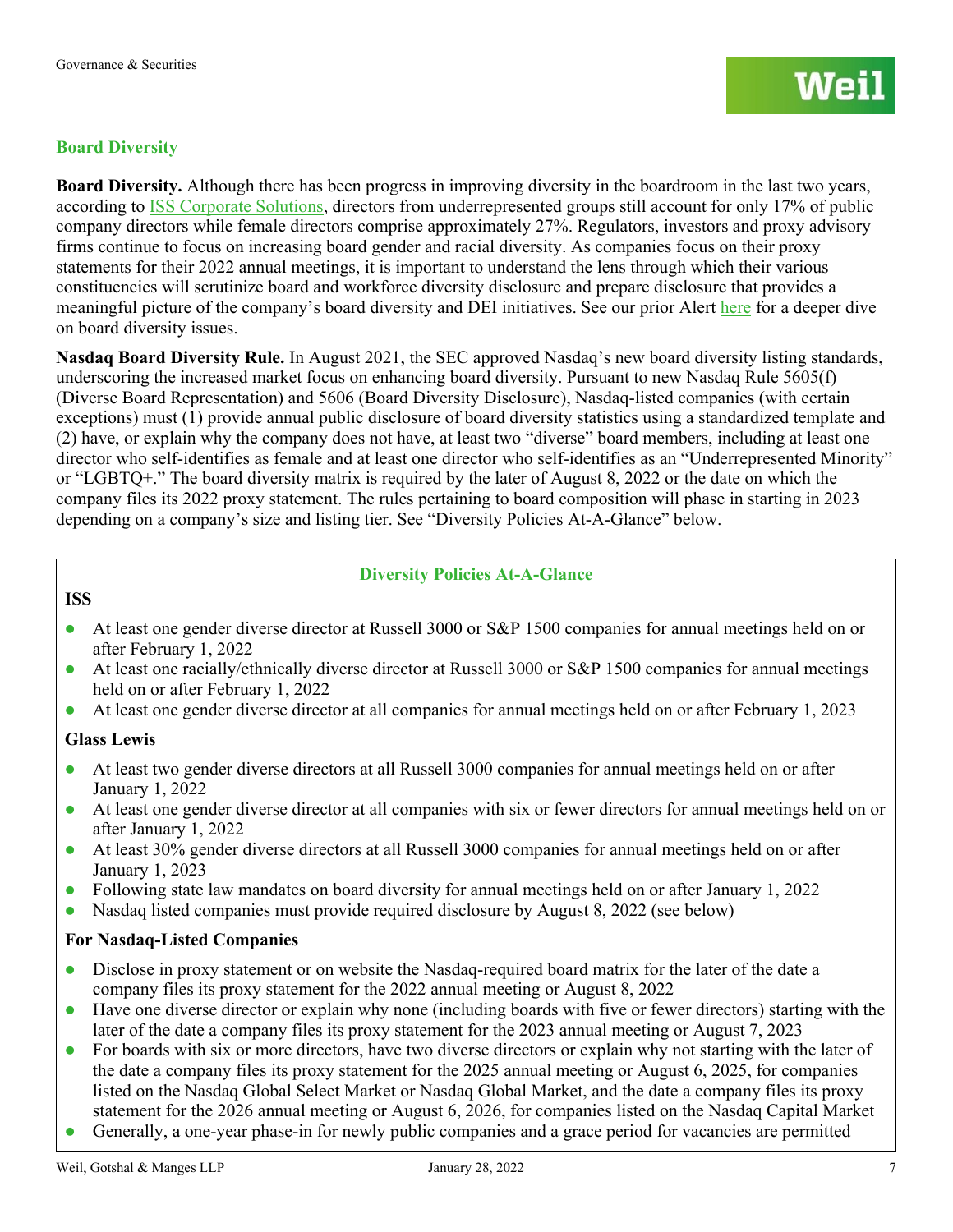## Board Diversity

**Board Diversity.** Although there has been progress in improving diversity in the boardroom in the last two years, according to ISS Corporate Solutions, directors from underrepresented groups still account for only 17% of public company directors while female directors comprise approximately 27%. Regulators, investors and proxy advisory firms continue to focus on increasing board gender and racial diversity. As companies focus on their proxy statements for their 2022 annual meetings, it is important to understand the lens through which their various constituencies will scrutinize board and workforce diversity disclosure and prepare disclosure that provides a meaningful picture of the company's board diversity and DEI initiatives. See our prior Alert here for a deeper dive on board diversity issues.

**Nasdaq Board Diversity Rule.** In August 2021, the SEC approved Nasdaq's new board diversity listing standards, underscoring the increased market focus on enhancing board diversity. Pursuant to new Nasdaq Rule 5605(f) (Diverse Board Representation) and 5606 (Board Diversity Disclosure), Nasdaq-listed companies (with certain exceptions) must (1) provide annual public disclosure of board diversity statistics using a standardized template and (2) have, or explain why the company does not have, at least two "diverse" board members, including at least one director who self-identifies as female and at least one director who self-identifies as an "Underrepresented Minority" or "LGBTQ+." The board diversity matrix is required by the later of August 8, 2022 or the date on which the company files its 2022 proxy statement. The rules pertaining to board composition will phase in starting in 2023 depending on a company's size and listing tier. See "Diversity Policies At-A-Glance" below.

### Diversity Policies At-A-Glance

**ISS**

- At least one gender diverse director at Russell 3000 or S&P 1500 companies for annual meetings held on or after February 1, 2022
- At least one racially/ethnically diverse director at Russell 3000 or S&P 1500 companies for annual meetings held on or after February 1, 2022
- At least one gender diverse director at all companies for annual meetings held on or after February 1, 2023

**Glass Lewis**

- At least two gender diverse directors at all Russell 3000 companies for annual meetings held on or after January 1, 2022
- At least one gender diverse director at all companies with six or fewer directors for annual meetings held on or after January 1, 2022
- At least 30% gender diverse directors at all Russell 3000 companies for annual meetings held on or after January 1, 2023
- Following state law mandates on board diversity for annual meetings held on or after January 1, 2022
- Nasdaq listed companies must provide required disclosure by August 8, 2022 (see below)

**For Nasdaq-Listed Companies**

- Disclose in proxy statement or on website the Nasdaq-required board matrix for the later of the date a company files its proxy statement for the 2022 annual meeting or August 8, 2022
- Have one diverse director or explain why none (including boards with five or fewer directors) starting with the later of the date a company files its proxy statement for the 2023 annual meeting or August 7, 2023
- For boards with six or more directors, have two diverse directors or explain why not starting with the later of the date a company files its proxy statement for the 2025 annual meeting or August 6, 2025, for companies listed on the Nasdaq Global Select Market or Nasdaq Global Market, and the date a company files its proxy statement for the 2026 annual meeting or August 6, 2026, for companies listed on the Nasdaq Capital Market
- Generally, a one-year phase-in for newly public companies and a grace period for vacancies are permitted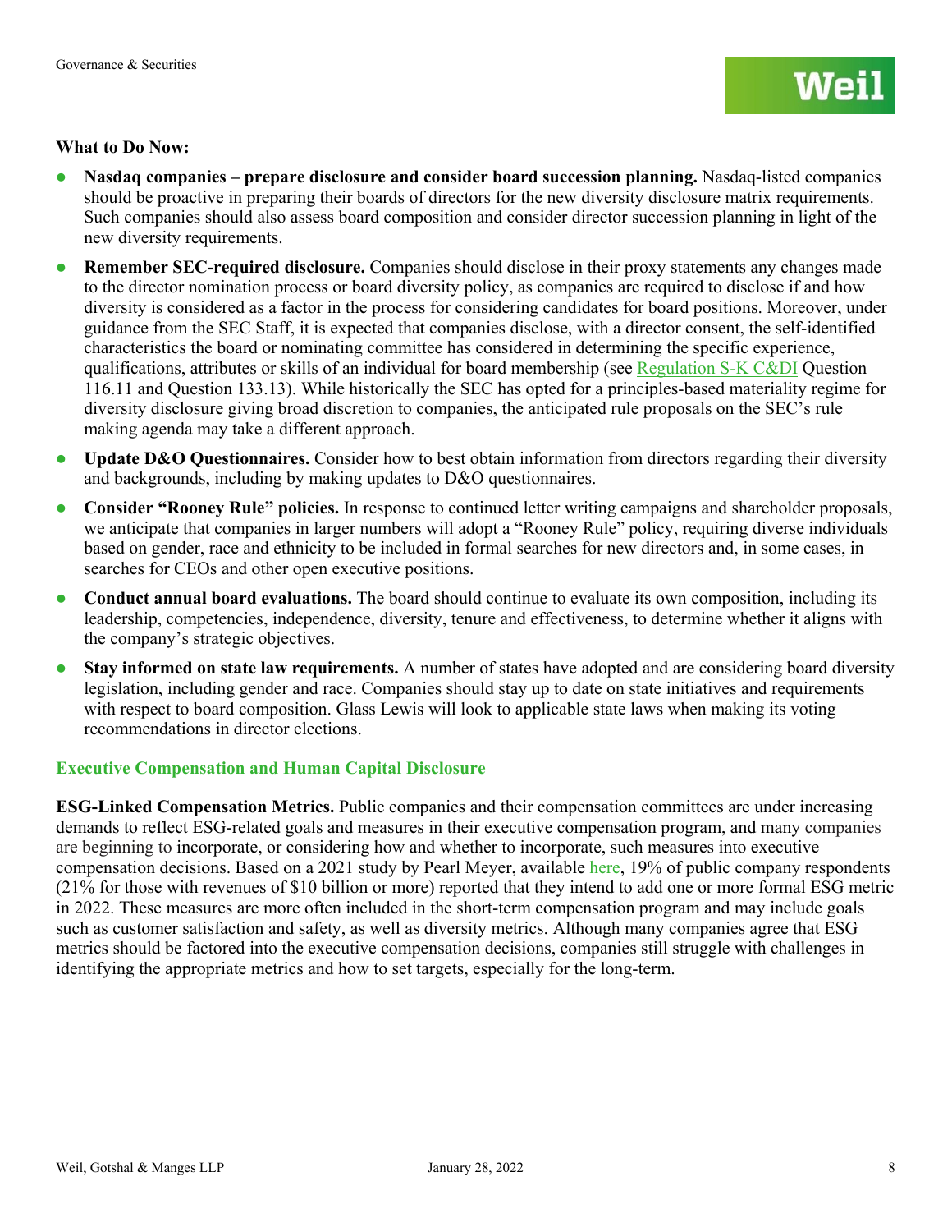**What to Do Now:**

- **Nasdaq companies – prepare disclosure and consider board succession planning.** Nasdaq-listed companies should be proactive in preparing their boards of directors for the new diversity disclosure matrix requirements. Such companies should also assess board composition and consider director succession planning in light of the new diversity requirements.
- **Remember SEC-required disclosure.** Companies should disclose in their proxy statements any changes made to the director nomination process or board diversity policy, as companies are required to disclose if and how diversity is considered as a factor in the process for considering candidates for board positions. Moreover, under guidance from the SEC Staff, it is expected that companies disclose, with a director consent, the self-identified characteristics the board or nominating committee has considered in determining the specific experience, qualifications, attributes or skills of an individual for board membership (see Regulation S-K C&DI Question 116.11 and Question 133.13). While historically the SEC has opted for a principles-based materiality regime for diversity disclosure giving broad discretion to companies, the anticipated rule proposals on the SEC's rule making agenda may take a different approach.
- **Update D&O Questionnaires.** Consider how to best obtain information from directors regarding their diversity and backgrounds, including by making updates to D&O questionnaires.
- **Consider "Rooney Rule" policies.** In response to continued letter writing campaigns and shareholder proposals, we anticipate that companies in larger numbers will adopt a "Rooney Rule" policy, requiring diverse individuals based on gender, race and ethnicity to be included in formal searches for new directors and, in some cases, in searches for CEOs and other open executive positions.
- **Conduct annual board evaluations.** The board should continue to evaluate its own composition, including its leadership, competencies, independence, diversity, tenure and effectiveness, to determine whether it aligns with the company's strategic objectives.
- **Stay informed on state law requirements.** A number of states have adopted and are considering board diversity legislation, including gender and race. Companies should stay up to date on state initiatives and requirements with respect to board composition. Glass Lewis will look to applicable state laws when making its voting recommendations in director elections.

## Executive Compensation and Human Capital Disclosure

**ESG-Linked Compensation Metrics.** Public companies and their compensation committees are under increasing demands to reflect ESG-related goals and measures in their executive compensation program, and many companies are beginning to incorporate, or considering how and whether to incorporate, such measures into executive compensation decisions. Based on a 2021 study by Pearl Meyer, available here, 19% of public company respondents (21% for those with revenues of $10 billion or more) reported that they intend to add one or more formal ESG metric in 2022. These measures are more often included in the short-term compensation program and may include goals such as customer satisfaction and safety, as well as diversity metrics. Although many companies agree that ESG metrics should be factored into the executive compensation decisions, companies still struggle with challenges in identifying the appropriate metrics and how to set targets, especially for the long-term.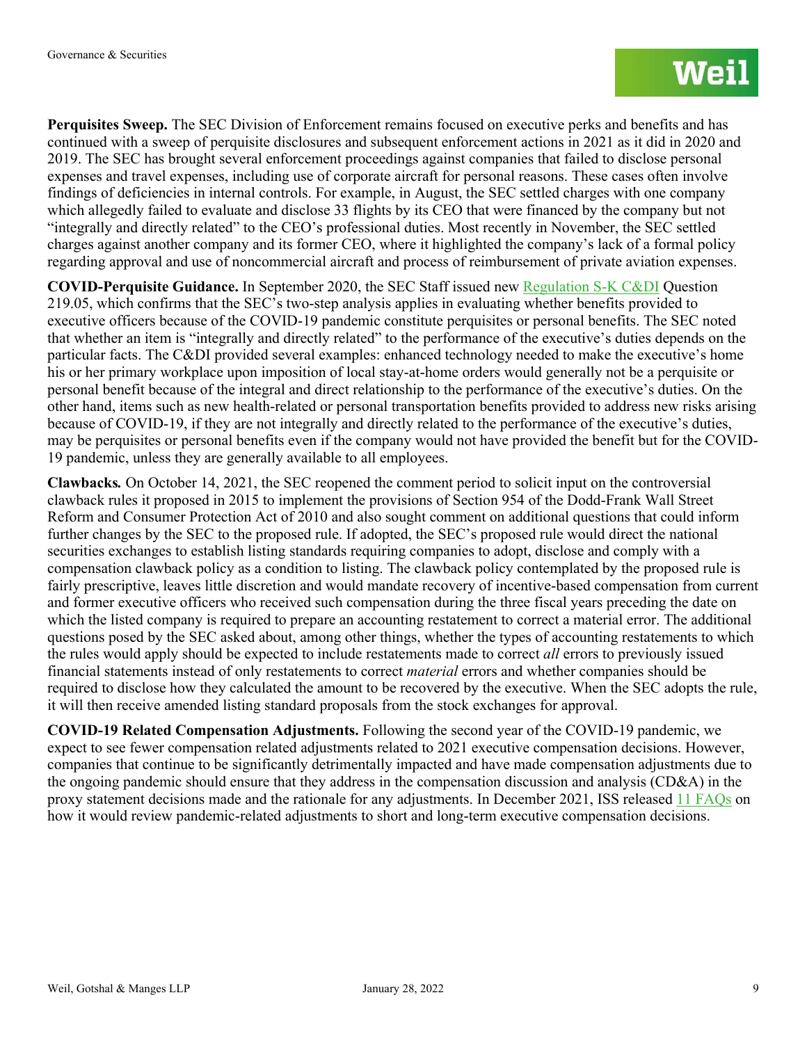**Perquisites Sweep.** The SEC Division of Enforcement remains focused on executive perks and benefits and has continued with a sweep of perquisite disclosures and subsequent enforcement actions in 2021 as it did in 2020 and 2019. The SEC has brought several enforcement proceedings against companies that failed to disclose personal expenses and travel expenses, including use of corporate aircraft for personal reasons. These cases often involve findings of deficiencies in internal controls. For example, in August, the SEC settled charges with one company which allegedly failed to evaluate and disclose 33 flights by its CEO that were financed by the company but not "integrally and directly related" to the CEO's professional duties. Most recently in November, the SEC settled charges against another company and its former CEO, where it highlighted the company's lack of a formal policy regarding approval and use of noncommercial aircraft and process of reimbursement of private aviation expenses.

**COVID-Perquisite Guidance.** In September 2020, the SEC Staff issued new Regulation S-K C&DI Question 219.05, which confirms that the SEC's two-step analysis applies in evaluating whether benefits provided to executive officers because of the COVID-19 pandemic constitute perquisites or personal benefits. The SEC noted that whether an item is "integrally and directly related" to the performance of the executive's duties depends on the particular facts. The C&DI provided several examples: enhanced technology needed to make the executive's home his or her primary workplace upon imposition of local stay-at-home orders would generally not be a perquisite or personal benefit because of the integral and direct relationship to the performance of the executive's duties. On the other hand, items such as new health-related or personal transportation benefits provided to address new risks arising because of COVID-19, if they are not integrally and directly related to the performance of the executive's duties, may be perquisites or personal benefits even if the company would not have provided the benefit but for the COVID-19 pandemic, unless they are generally available to all employees.

***Clawbacks*.** On October 14, 2021, the SEC reopened the comment period to solicit input on the controversial clawback rules it proposed in 2015 to implement the provisions of Section 954 of the Dodd-Frank Wall Street Reform and Consumer Protection Act of 2010 and also sought comment on additional questions that could inform further changes by the SEC to the proposed rule. If adopted, the SEC's proposed rule would direct the national securities exchanges to establish listing standards requiring companies to adopt, disclose and comply with a compensation clawback policy as a condition to listing. The clawback policy contemplated by the proposed rule is fairly prescriptive, leaves little discretion and would mandate recovery of incentive-based compensation from current and former executive officers who received such compensation during the three fiscal years preceding the date on which the listed company is required to prepare an accounting restatement to correct a material error. The additional questions posed by the SEC asked about, among other things, whether the types of accounting restatements to which the rules would apply should be expected to include restatements made to correct *all* errors to previously issued financial statements instead of only restatements to correct *material* errors and whether companies should be required to disclose how they calculated the amount to be recovered by the executive. When the SEC adopts the rule, it will then receive amended listing standard proposals from the stock exchanges for approval.

**COVID-19 Related Compensation Adjustments.** Following the second year of the COVID-19 pandemic, we expect to see fewer compensation related adjustments related to 2021 executive compensation decisions. However, companies that continue to be significantly detrimentally impacted and have made compensation adjustments due to the ongoing pandemic should ensure that they address in the compensation discussion and analysis (CD&A) in the proxy statement decisions made and the rationale for any adjustments. In December 2021, ISS released 11 FAQs on how it would review pandemic-related adjustments to short and long-term executive compensation decisions.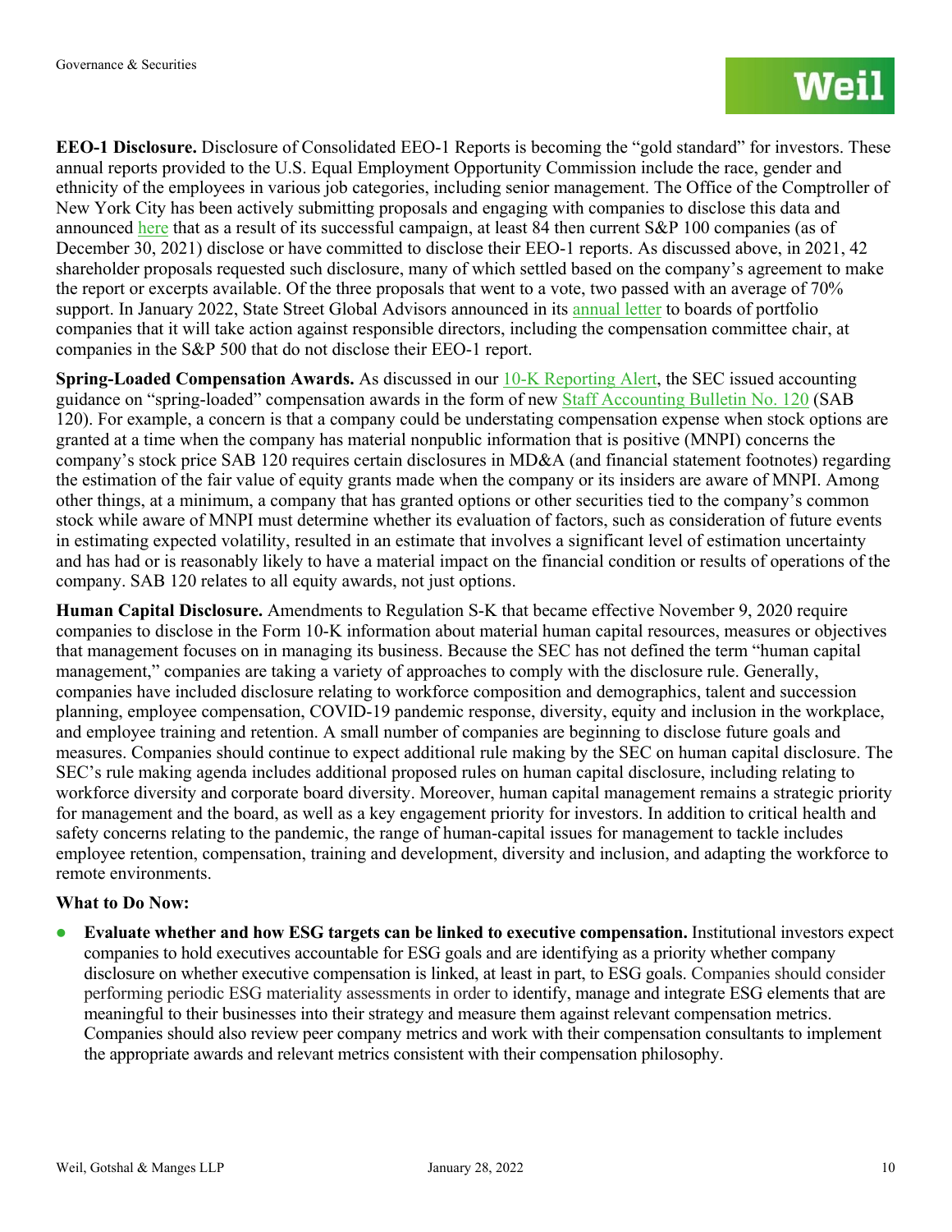**EEO-1 Disclosure.** Disclosure of Consolidated EEO-1 Reports is becoming the "gold standard" for investors. These annual reports provided to the U.S. Equal Employment Opportunity Commission include the race, gender and ethnicity of the employees in various job categories, including senior management. The Office of the Comptroller of New York City has been actively submitting proposals and engaging with companies to disclose this data and announced here that as a result of its successful campaign, at least 84 then current S&P 100 companies (as of December 30, 2021) disclose or have committed to disclose their EEO-1 reports. As discussed above, in 2021, 42 shareholder proposals requested such disclosure, many of which settled based on the company's agreement to make the report or excerpts available. Of the three proposals that went to a vote, two passed with an average of 70% support. In January 2022, State Street Global Advisors announced in its annual letter to boards of portfolio companies that it will take action against responsible directors, including the compensation committee chair, at companies in the S&P 500 that do not disclose their EEO-1 report.

**Spring-Loaded Compensation Awards.** As discussed in our 10-K Reporting Alert, the SEC issued accounting guidance on "spring-loaded" compensation awards in the form of new Staff Accounting Bulletin No. 120 (SAB 120). For example, a concern is that a company could be understating compensation expense when stock options are granted at a time when the company has material nonpublic information that is positive (MNPI) concerns the company's stock price SAB 120 requires certain disclosures in MD&A (and financial statement footnotes) regarding the estimation of the fair value of equity grants made when the company or its insiders are aware of MNPI. Among other things, at a minimum, a company that has granted options or other securities tied to the company's common stock while aware of MNPI must determine whether its evaluation of factors, such as consideration of future events in estimating expected volatility, resulted in an estimate that involves a significant level of estimation uncertainty and has had or is reasonably likely to have a material impact on the financial condition or results of operations of the company. SAB 120 relates to all equity awards, not just options.

**Human Capital Disclosure.** Amendments to Regulation S-K that became effective November 9, 2020 require companies to disclose in the Form 10-K information about material human capital resources, measures or objectives that management focuses on in managing its business. Because the SEC has not defined the term "human capital management," companies are taking a variety of approaches to comply with the disclosure rule. Generally, companies have included disclosure relating to workforce composition and demographics, talent and succession planning, employee compensation, COVID-19 pandemic response, diversity, equity and inclusion in the workplace, and employee training and retention. A small number of companies are beginning to disclose future goals and measures. Companies should continue to expect additional rule making by the SEC on human capital disclosure. The SEC's rule making agenda includes additional proposed rules on human capital disclosure, including relating to workforce diversity and corporate board diversity. Moreover, human capital management remains a strategic priority for management and the board, as well as a key engagement priority for investors. In addition to critical health and safety concerns relating to the pandemic, the range of human-capital issues for management to tackle includes employee retention, compensation, training and development, diversity and inclusion, and adapting the workforce to remote environments.

**What to Do Now:**

- **Evaluate whether and how ESG targets can be linked to executive compensation.** Institutional investors expect companies to hold executives accountable for ESG goals and are identifying as a priority whether company disclosure on whether executive compensation is linked, at least in part, to ESG goals. Companies should consider performing periodic ESG materiality assessments in order to identify, manage and integrate ESG elements that are meaningful to their businesses into their strategy and measure them against relevant compensation metrics. Companies should also review peer company metrics and work with their compensation consultants to implement the appropriate awards and relevant metrics consistent with their compensation philosophy.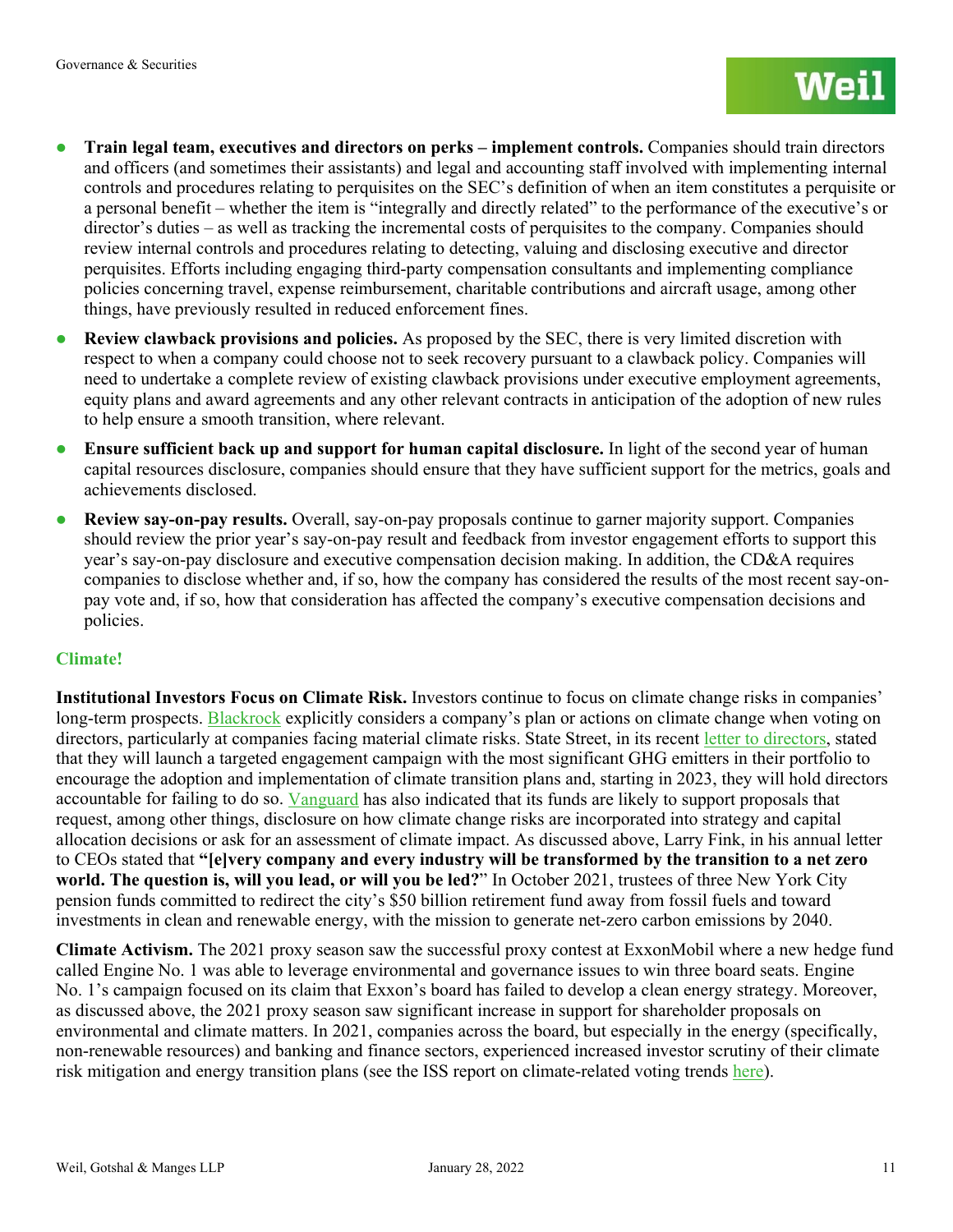- **Train legal team, executives and directors on perks – implement controls.** Companies should train directors and officers (and sometimes their assistants) and legal and accounting staff involved with implementing internal controls and procedures relating to perquisites on the SEC's definition of when an item constitutes a perquisite or a personal benefit – whether the item is "integrally and directly related" to the performance of the executive's or director's duties – as well as tracking the incremental costs of perquisites to the company. Companies should review internal controls and procedures relating to detecting, valuing and disclosing executive and director perquisites. Efforts including engaging third-party compensation consultants and implementing compliance policies concerning travel, expense reimbursement, charitable contributions and aircraft usage, among other things, have previously resulted in reduced enforcement fines.
- **Review clawback provisions and policies.** As proposed by the SEC, there is very limited discretion with respect to when a company could choose not to seek recovery pursuant to a clawback policy. Companies will need to undertake a complete review of existing clawback provisions under executive employment agreements, equity plans and award agreements and any other relevant contracts in anticipation of the adoption of new rules to help ensure a smooth transition, where relevant.
- **Ensure sufficient back up and support for human capital disclosure.** In light of the second year of human capital resources disclosure, companies should ensure that they have sufficient support for the metrics, goals and achievements disclosed.
- **Review say-on-pay results.** Overall, say-on-pay proposals continue to garner majority support. Companies should review the prior year's say-on-pay result and feedback from investor engagement efforts to support this year's say-on-pay disclosure and executive compensation decision making. In addition, the CD&A requires companies to disclose whether and, if so, how the company has considered the results of the most recent say-on-pay vote and, if so, how that consideration has affected the company's executive compensation decisions and policies.

### Climate!

**Institutional Investors Focus on Climate Risk.** Investors continue to focus on climate change risks in companies' long-term prospects. Blackrock explicitly considers a company's plan or actions on climate change when voting on directors, particularly at companies facing material climate risks. State Street, in its recent letter to directors, stated that they will launch a targeted engagement campaign with the most significant GHG emitters in their portfolio to encourage the adoption and implementation of climate transition plans and, starting in 2023, they will hold directors accountable for failing to do so. Vanguard has also indicated that its funds are likely to support proposals that request, among other things, disclosure on how climate change risks are incorporated into strategy and capital allocation decisions or ask for an assessment of climate impact. As discussed above, Larry Fink, in his annual letter to CEOs stated that **"[e]very company and every industry will be transformed by the transition to a net zero world. The question is, will you lead, or will you be led?"** In October 2021, trustees of three New York City pension funds committed to redirect the city's $50 billion retirement fund away from fossil fuels and toward investments in clean and renewable energy, with the mission to generate net-zero carbon emissions by 2040.

**Climate Activism.** The 2021 proxy season saw the successful proxy contest at ExxonMobil where a new hedge fund called Engine No. 1 was able to leverage environmental and governance issues to win three board seats. Engine No. 1's campaign focused on its claim that Exxon's board has failed to develop a clean energy strategy. Moreover, as discussed above, the 2021 proxy season saw significant increase in support for shareholder proposals on environmental and climate matters. In 2021, companies across the board, but especially in the energy (specifically, non-renewable resources) and banking and finance sectors, experienced increased investor scrutiny of their climate risk mitigation and energy transition plans (see the ISS report on climate-related voting trends here).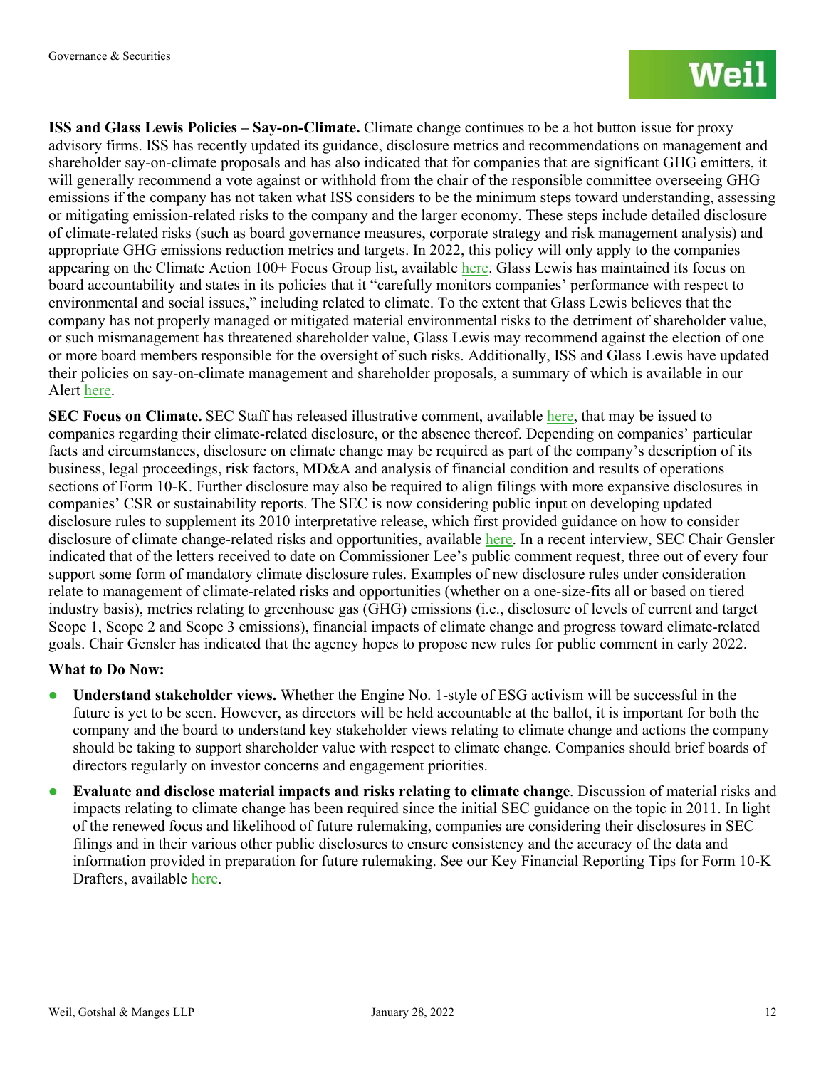**ISS and Glass Lewis Policies – Say-on-Climate.** Climate change continues to be a hot button issue for proxy advisory firms. ISS has recently updated its guidance, disclosure metrics and recommendations on management and shareholder say-on-climate proposals and has also indicated that for companies that are significant GHG emitters, it will generally recommend a vote against or withhold from the chair of the responsible committee overseeing GHG emissions if the company has not taken what ISS considers to be the minimum steps toward understanding, assessing or mitigating emission-related risks to the company and the larger economy. These steps include detailed disclosure of climate-related risks (such as board governance measures, corporate strategy and risk management analysis) and appropriate GHG emissions reduction metrics and targets. In 2022, this policy will only apply to the companies appearing on the Climate Action 100+ Focus Group list, available here. Glass Lewis has maintained its focus on board accountability and states in its policies that it "carefully monitors companies' performance with respect to environmental and social issues," including related to climate. To the extent that Glass Lewis believes that the company has not properly managed or mitigated material environmental risks to the detriment of shareholder value, or such mismanagement has threatened shareholder value, Glass Lewis may recommend against the election of one or more board members responsible for the oversight of such risks. Additionally, ISS and Glass Lewis have updated their policies on say-on-climate management and shareholder proposals, a summary of which is available in our Alert here.

**SEC Focus on Climate.** SEC Staff has released illustrative comment, available here, that may be issued to companies regarding their climate-related disclosure, or the absence thereof. Depending on companies' particular facts and circumstances, disclosure on climate change may be required as part of the company's description of its business, legal proceedings, risk factors, MD&A and analysis of financial condition and results of operations sections of Form 10-K. Further disclosure may also be required to align filings with more expansive disclosures in companies' CSR or sustainability reports. The SEC is now considering public input on developing updated disclosure rules to supplement its 2010 interpretative release, which first provided guidance on how to consider disclosure of climate change-related risks and opportunities, available here. In a recent interview, SEC Chair Gensler indicated that of the letters received to date on Commissioner Lee's public comment request, three out of every four support some form of mandatory climate disclosure rules. Examples of new disclosure rules under consideration relate to management of climate-related risks and opportunities (whether on a one-size-fits all or based on tiered industry basis), metrics relating to greenhouse gas (GHG) emissions (i.e., disclosure of levels of current and target Scope 1, Scope 2 and Scope 3 emissions), financial impacts of climate change and progress toward climate-related goals. Chair Gensler has indicated that the agency hopes to propose new rules for public comment in early 2022.

**What to Do Now:**

- **Understand stakeholder views.** Whether the Engine No. 1-style of ESG activism will be successful in the future is yet to be seen. However, as directors will be held accountable at the ballot, it is important for both the company and the board to understand key stakeholder views relating to climate change and actions the company should be taking to support shareholder value with respect to climate change. Companies should brief boards of directors regularly on investor concerns and engagement priorities.
- **Evaluate and disclose material impacts and risks relating to climate change**. Discussion of material risks and impacts relating to climate change has been required since the initial SEC guidance on the topic in 2011. In light of the renewed focus and likelihood of future rulemaking, companies are considering their disclosures in SEC filings and in their various other public disclosures to ensure consistency and the accuracy of the data and information provided in preparation for future rulemaking. See our Key Financial Reporting Tips for Form 10-K Drafters, available here.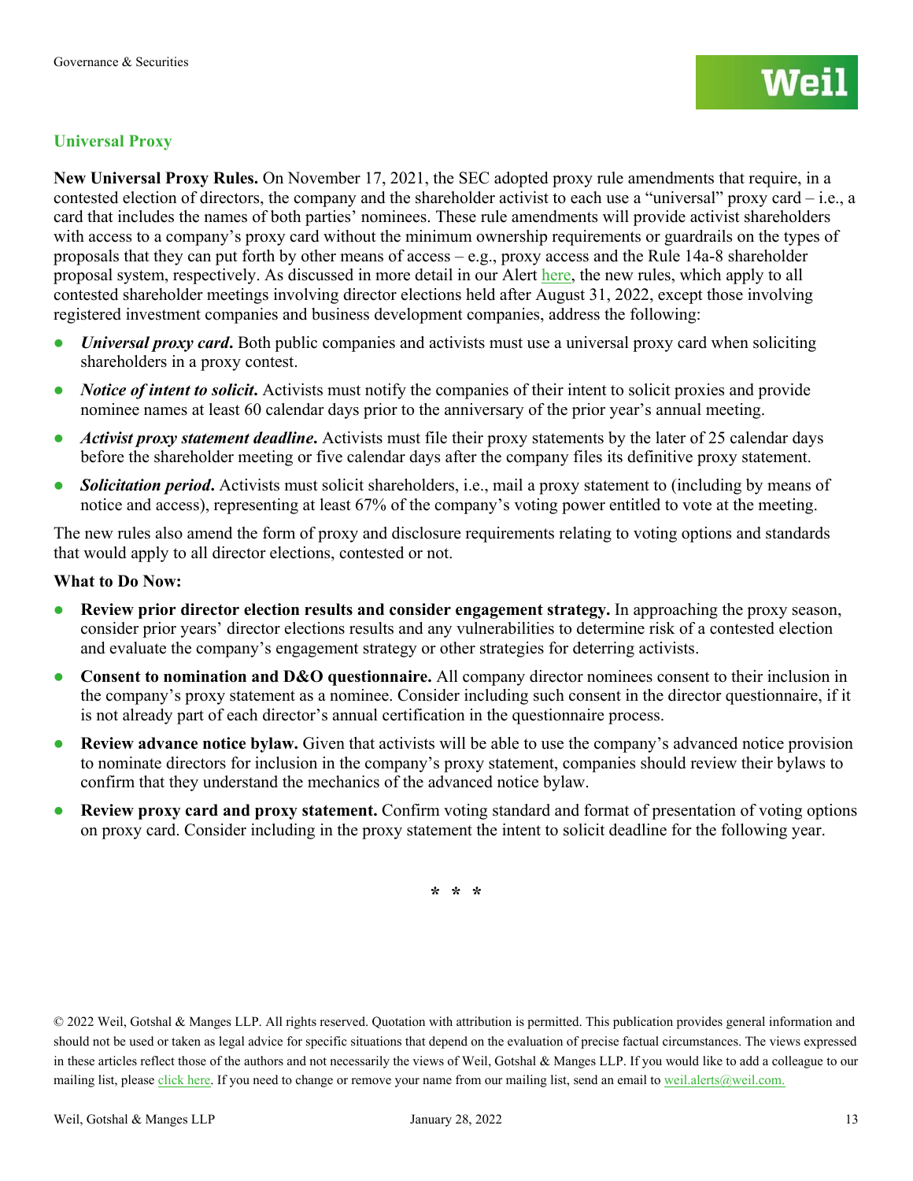## Universal Proxy

**New Universal Proxy Rules.** On November 17, 2021, the SEC adopted proxy rule amendments that require, in a contested election of directors, the company and the shareholder activist to each use a "universal" proxy card – i.e., a card that includes the names of both parties' nominees. These rule amendments will provide activist shareholders with access to a company's proxy card without the minimum ownership requirements or guardrails on the types of proposals that they can put forth by other means of access – e.g., proxy access and the Rule 14a-8 shareholder proposal system, respectively. As discussed in more detail in our Alert here, the new rules, which apply to all contested shareholder meetings involving director elections held after August 31, 2022, except those involving registered investment companies and business development companies, address the following:

- ***Universal proxy card*.** Both public companies and activists must use a universal proxy card when soliciting shareholders in a proxy contest.
- ***Notice of intent to solicit*.** Activists must notify the companies of their intent to solicit proxies and provide nominee names at least 60 calendar days prior to the anniversary of the prior year's annual meeting.
- ***Activist proxy statement deadline*.** Activists must file their proxy statements by the later of 25 calendar days before the shareholder meeting or five calendar days after the company files its definitive proxy statement.
- ***Solicitation period*.** Activists must solicit shareholders, i.e., mail a proxy statement to (including by means of notice and access), representing at least 67% of the company's voting power entitled to vote at the meeting.

The new rules also amend the form of proxy and disclosure requirements relating to voting options and standards that would apply to all director elections, contested or not.

**What to Do Now:**

- **Review prior director election results and consider engagement strategy.** In approaching the proxy season, consider prior years' director elections results and any vulnerabilities to determine risk of a contested election and evaluate the company's engagement strategy or other strategies for deterring activists.
- **Consent to nomination and D&O questionnaire.** All company director nominees consent to their inclusion in the company's proxy statement as a nominee. Consider including such consent in the director questionnaire, if it is not already part of each director's annual certification in the questionnaire process.
- **Review advance notice bylaw.** Given that activists will be able to use the company's advanced notice provision to nominate directors for inclusion in the company's proxy statement, companies should review their bylaws to confirm that they understand the mechanics of the advanced notice bylaw.
- **Review proxy card and proxy statement.** Confirm voting standard and format of presentation of voting options on proxy card. Consider including in the proxy statement the intent to solicit deadline for the following year.

\* \* \*

© 2022 Weil, Gotshal & Manges LLP. All rights reserved. Quotation with attribution is permitted. This publication provides general information and should not be used or taken as legal advice for specific situations that depend on the evaluation of precise factual circumstances. The views expressed in these articles reflect those of the authors and not necessarily the views of Weil, Gotshal & Manges LLP. If you would like to add a colleague to our mailing list, please click here. If you need to change or remove your name from our mailing list, send an email to weil.alerts@weil.com.